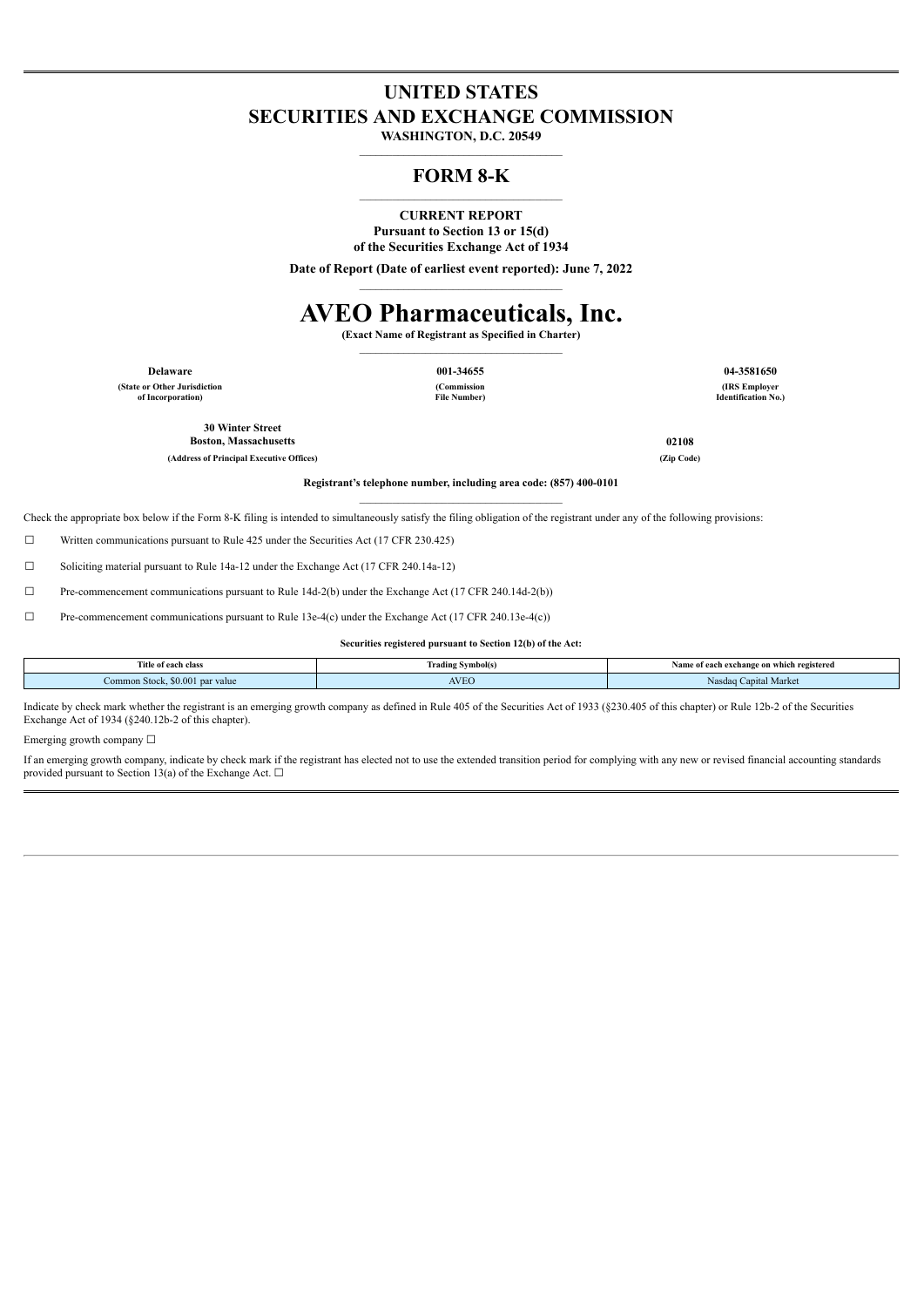# UNITED STATES
# SECURITIES AND EXCHANGE COMMISSION

**WASHINGTON, D.C. 20549**

## FORM 8-K

**CURRENT REPORT**
**Pursuant to Section 13 or 15(d)**
**of the Securities Exchange Act of 1934**

**Date of Report (Date of earliest event reported): June 7, 2022**

# AVEO Pharmaceuticals, Inc.

**(Exact Name of Registrant as Specified in Charter)**

| Delaware | 001-34655 | 04-3581650 |
|---|---|---|
| (State or Other Jurisdiction of Incorporation) | (Commission File Number) | (IRS Employer Identification No.) |

| 30 Winter Street Boston, Massachusetts | 02108 |
|---|---|
| (Address of Principal Executive Offices) | (Zip Code) |

**Registrant's telephone number, including area code: (857) 400-0101**

Check the appropriate box below if the Form 8-K filing is intended to simultaneously satisfy the filing obligation of the registrant under any of the following provisions:

☐ Written communications pursuant to Rule 425 under the Securities Act (17 CFR 230.425)

☐ Soliciting material pursuant to Rule 14a-12 under the Exchange Act (17 CFR 240.14a-12)

☐ Pre-commencement communications pursuant to Rule 14d-2(b) under the Exchange Act (17 CFR 240.14d-2(b))

☐ Pre-commencement communications pursuant to Rule 13e-4(c) under the Exchange Act (17 CFR 240.13e-4(c))

**Securities registered pursuant to Section 12(b) of the Act:**

| Title of each class | Trading Symbol(s) | Name of each exchange on which registered |
|---|---|---|
| Common Stock, $0.001 par value | AVEO | Nasdaq Capital Market |

Indicate by check mark whether the registrant is an emerging growth company as defined in Rule 405 of the Securities Act of 1933 (§230.405 of this chapter) or Rule 12b-2 of the Securities Exchange Act of 1934 (§240.12b-2 of this chapter).

Emerging growth company ☐

If an emerging growth company, indicate by check mark if the registrant has elected not to use the extended transition period for complying with any new or revised financial accounting standards provided pursuant to Section 13(a) of the Exchange Act. ☐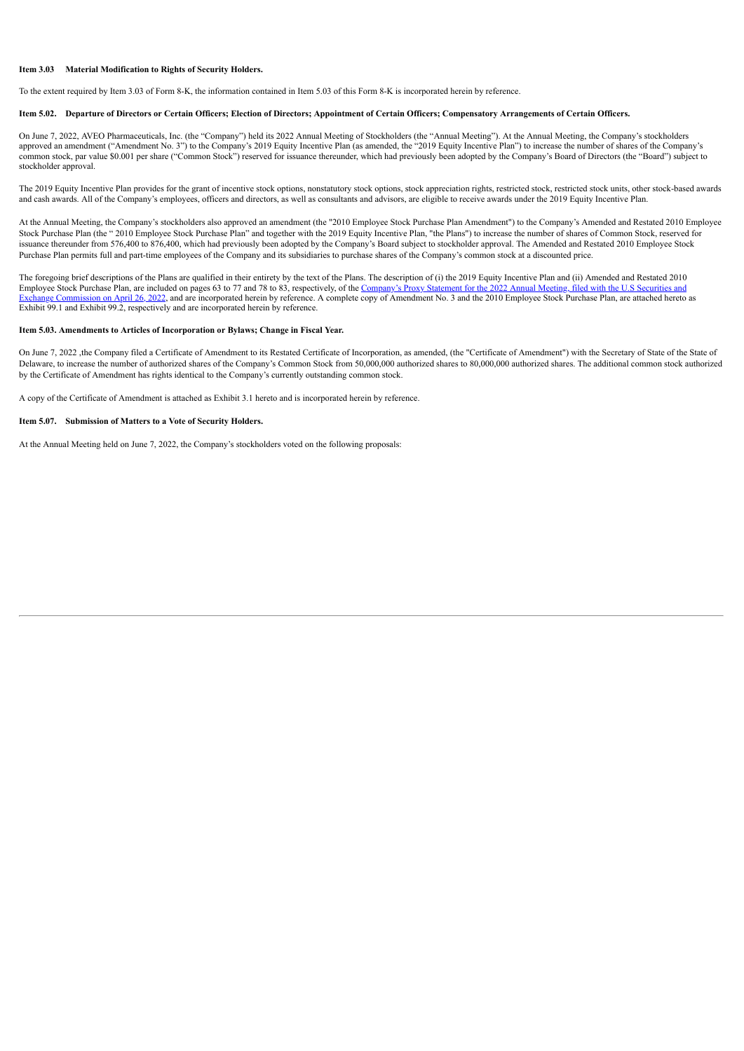**Item 3.03 Material Modification to Rights of Security Holders.**

To the extent required by Item 3.03 of Form 8-K, the information contained in Item 5.03 of this Form 8-K is incorporated herein by reference.

**Item 5.02. Departure of Directors or Certain Officers; Election of Directors; Appointment of Certain Officers; Compensatory Arrangements of Certain Officers.**

On June 7, 2022, AVEO Pharmaceuticals, Inc. (the "Company") held its 2022 Annual Meeting of Stockholders (the "Annual Meeting"). At the Annual Meeting, the Company's stockholders approved an amendment ("Amendment No. 3") to the Company's 2019 Equity Incentive Plan (as amended, the "2019 Equity Incentive Plan") to increase the number of shares of the Company's common stock, par value $0.001 per share ("Common Stock") reserved for issuance thereunder, which had previously been adopted by the Company's Board of Directors (the "Board") subject to stockholder approval.

The 2019 Equity Incentive Plan provides for the grant of incentive stock options, nonstatutory stock options, stock appreciation rights, restricted stock, restricted stock units, other stock-based awards and cash awards. All of the Company's employees, officers and directors, as well as consultants and advisors, are eligible to receive awards under the 2019 Equity Incentive Plan.

At the Annual Meeting, the Company's stockholders also approved an amendment (the "2010 Employee Stock Purchase Plan Amendment") to the Company's Amended and Restated 2010 Employee Stock Purchase Plan (the " 2010 Employee Stock Purchase Plan" and together with the 2019 Equity Incentive Plan, "the Plans") to increase the number of shares of Common Stock, reserved for issuance thereunder from 576,400 to 876,400, which had previously been adopted by the Company's Board subject to stockholder approval. The Amended and Restated 2010 Employee Stock Purchase Plan permits full and part-time employees of the Company and its subsidiaries to purchase shares of the Company's common stock at a discounted price.

The foregoing brief descriptions of the Plans are qualified in their entirety by the text of the Plans. The description of (i) the 2019 Equity Incentive Plan and (ii) Amended and Restated 2010 Employee Stock Purchase Plan, are included on pages 63 to 77 and 78 to 83, respectively, of the Company's Proxy Statement for the 2022 Annual Meeting, filed with the U.S Securities and Exchange Commission on April 26, 2022, and are incorporated herein by reference. A complete copy of Amendment No. 3 and the 2010 Employee Stock Purchase Plan, are attached hereto as Exhibit 99.1 and Exhibit 99.2, respectively and are incorporated herein by reference.

**Item 5.03. Amendments to Articles of Incorporation or Bylaws; Change in Fiscal Year.**

On June 7, 2022 ,the Company filed a Certificate of Amendment to its Restated Certificate of Incorporation, as amended, (the "Certificate of Amendment") with the Secretary of State of the State of Delaware, to increase the number of authorized shares of the Company's Common Stock from 50,000,000 authorized shares to 80,000,000 authorized shares. The additional common stock authorized by the Certificate of Amendment has rights identical to the Company's currently outstanding common stock.

A copy of the Certificate of Amendment is attached as Exhibit 3.1 hereto and is incorporated herein by reference.

**Item 5.07. Submission of Matters to a Vote of Security Holders.**

At the Annual Meeting held on June 7, 2022, the Company's stockholders voted on the following proposals: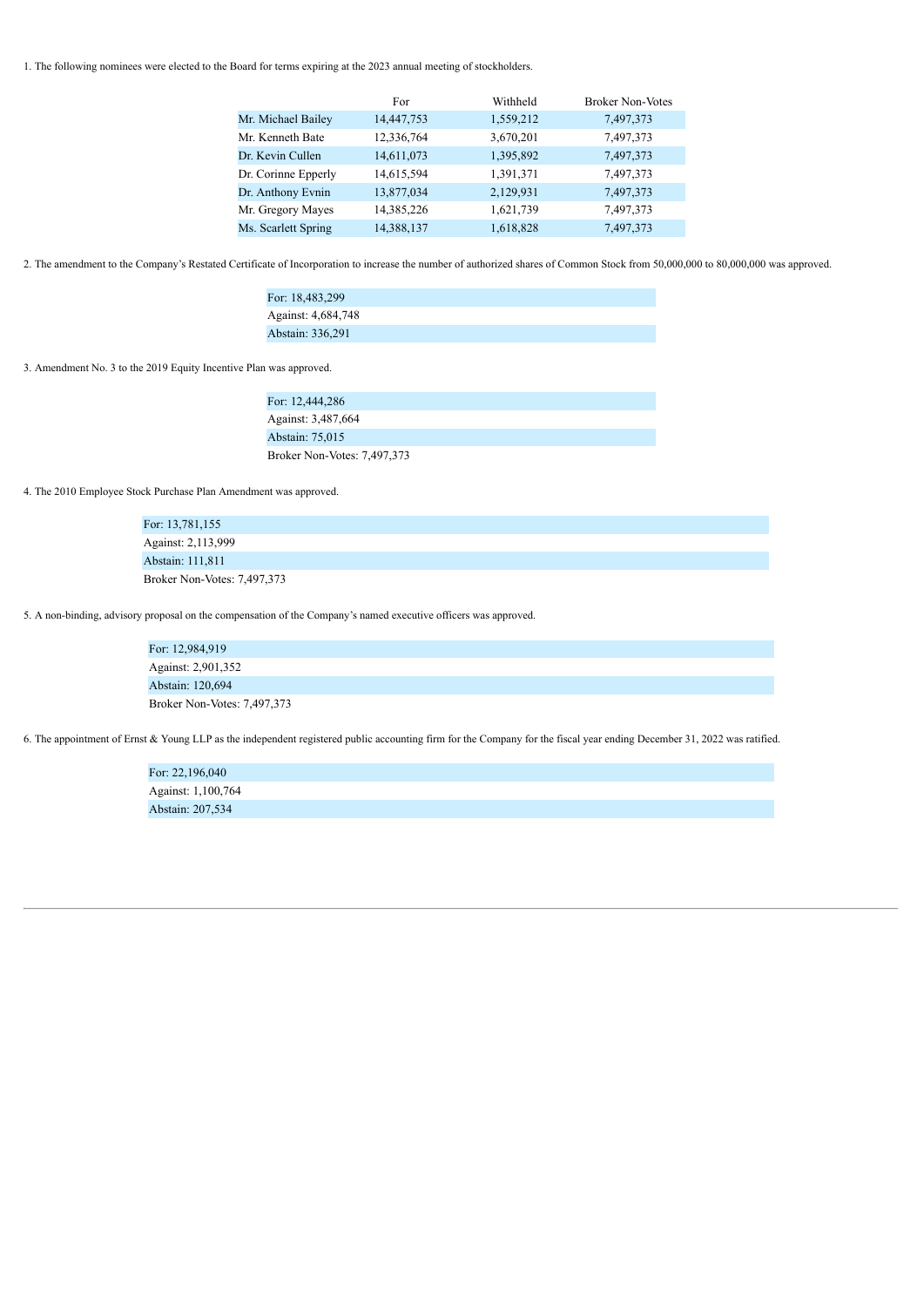1. The following nominees were elected to the Board for terms expiring at the 2023 annual meeting of stockholders.

| | For | Withheld | Broker Non-Votes |
|---|---|---|---|
| Mr. Michael Bailey | 14,447,753 | 1,559,212 | 7,497,373 |
| Mr. Kenneth Bate | 12,336,764 | 3,670,201 | 7,497,373 |
| Dr. Kevin Cullen | 14,611,073 | 1,395,892 | 7,497,373 |
| Dr. Corinne Epperly | 14,615,594 | 1,391,371 | 7,497,373 |
| Dr. Anthony Evnin | 13,877,034 | 2,129,931 | 7,497,373 |
| Mr. Gregory Mayes | 14,385,226 | 1,621,739 | 7,497,373 |
| Ms. Scarlett Spring | 14,388,137 | 1,618,828 | 7,497,373 |

2. The amendment to the Company's Restated Certificate of Incorporation to increase the number of authorized shares of Common Stock from 50,000,000 to 80,000,000 was approved.

For: 18,483,299
Against: 4,684,748
Abstain: 336,291

3. Amendment No. 3 to the 2019 Equity Incentive Plan was approved.

For: 12,444,286
Against: 3,487,664
Abstain: 75,015
Broker Non-Votes: 7,497,373

4. The 2010 Employee Stock Purchase Plan Amendment was approved.

For: 13,781,155
Against: 2,113,999
Abstain: 111,811
Broker Non-Votes: 7,497,373

5. A non-binding, advisory proposal on the compensation of the Company's named executive officers was approved.

For: 12,984,919
Against: 2,901,352
Abstain: 120,694
Broker Non-Votes: 7,497,373

6. The appointment of Ernst & Young LLP as the independent registered public accounting firm for the Company for the fiscal year ending December 31, 2022 was ratified.

For: 22,196,040
Against: 1,100,764
Abstain: 207,534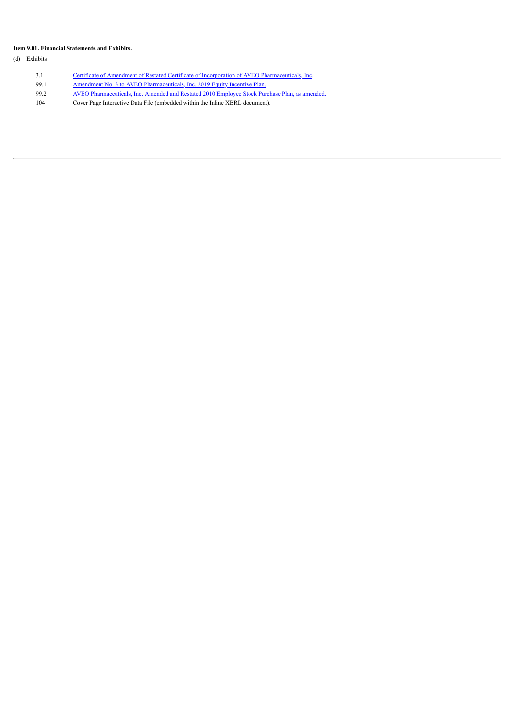**Item 9.01. Financial Statements and Exhibits.**

(d) Exhibits

| | |
|---|---|
| 3.1 | Certificate of Amendment of Restated Certificate of Incorporation of AVEO Pharmaceuticals, Inc. |
| 99.1 | Amendment No. 3 to AVEO Pharmaceuticals, Inc. 2019 Equity Incentive Plan. |
| 99.2 | AVEO Pharmaceuticals, Inc. Amended and Restated 2010 Employee Stock Purchase Plan, as amended. |
| 104 | Cover Page Interactive Data File (embedded within the Inline XBRL document). |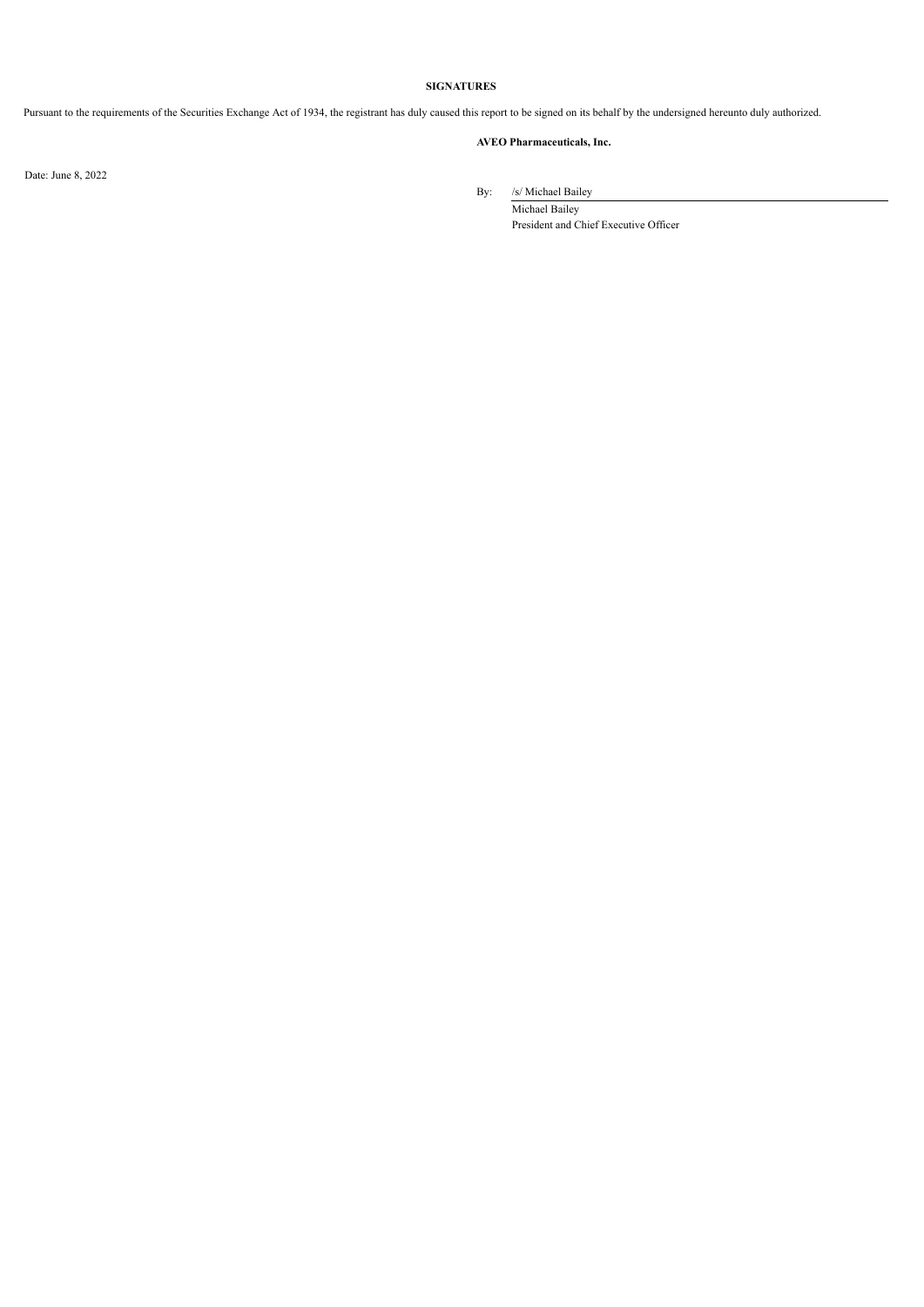**SIGNATURES**

Pursuant to the requirements of the Securities Exchange Act of 1934, the registrant has duly caused this report to be signed on its behalf by the undersigned hereunto duly authorized.

**AVEO Pharmaceuticals, Inc.**

Date: June 8, 2022

By: /s/ Michael Bailey

Michael Bailey

President and Chief Executive Officer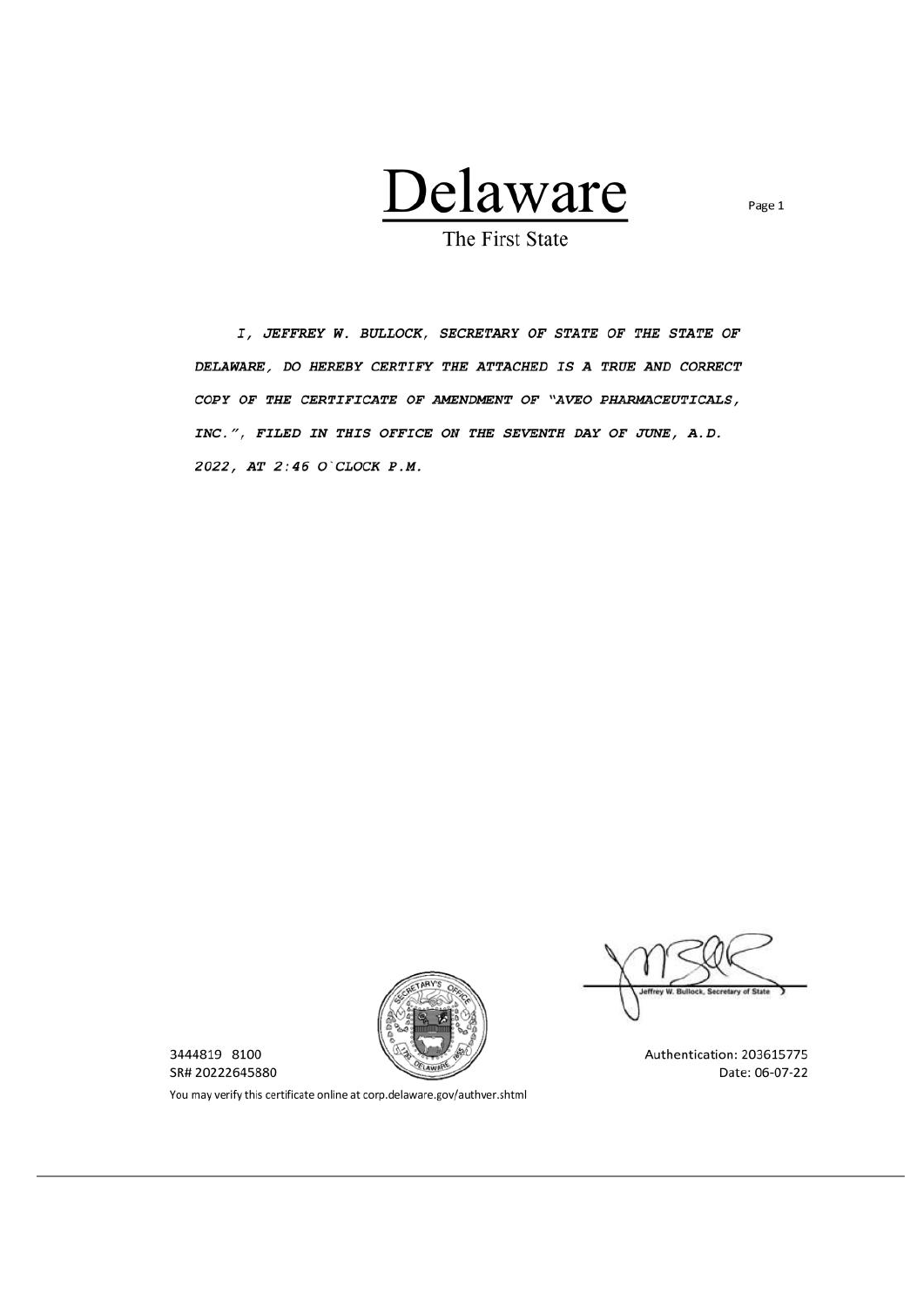# Delaware

The First State

*I, JEFFREY W. BULLOCK, SECRETARY OF STATE OF THE STATE OF DELAWARE, DO HEREBY CERTIFY THE ATTACHED IS A TRUE AND CORRECT COPY OF THE CERTIFICATE OF AMENDMENT OF "AVEO PHARMACEUTICALS, INC.", FILED IN THIS OFFICE ON THE SEVENTH DAY OF JUNE, A.D. 2022, AT 2:46 O`CLOCK P.M.*

Jeffrey W. Bullock, Secretary of State

3444819 8100

SR# 20222645880

Authentication: 203615775

Date: 06-07-22

You may verify this certificate online at corp.delaware.gov/authver.shtml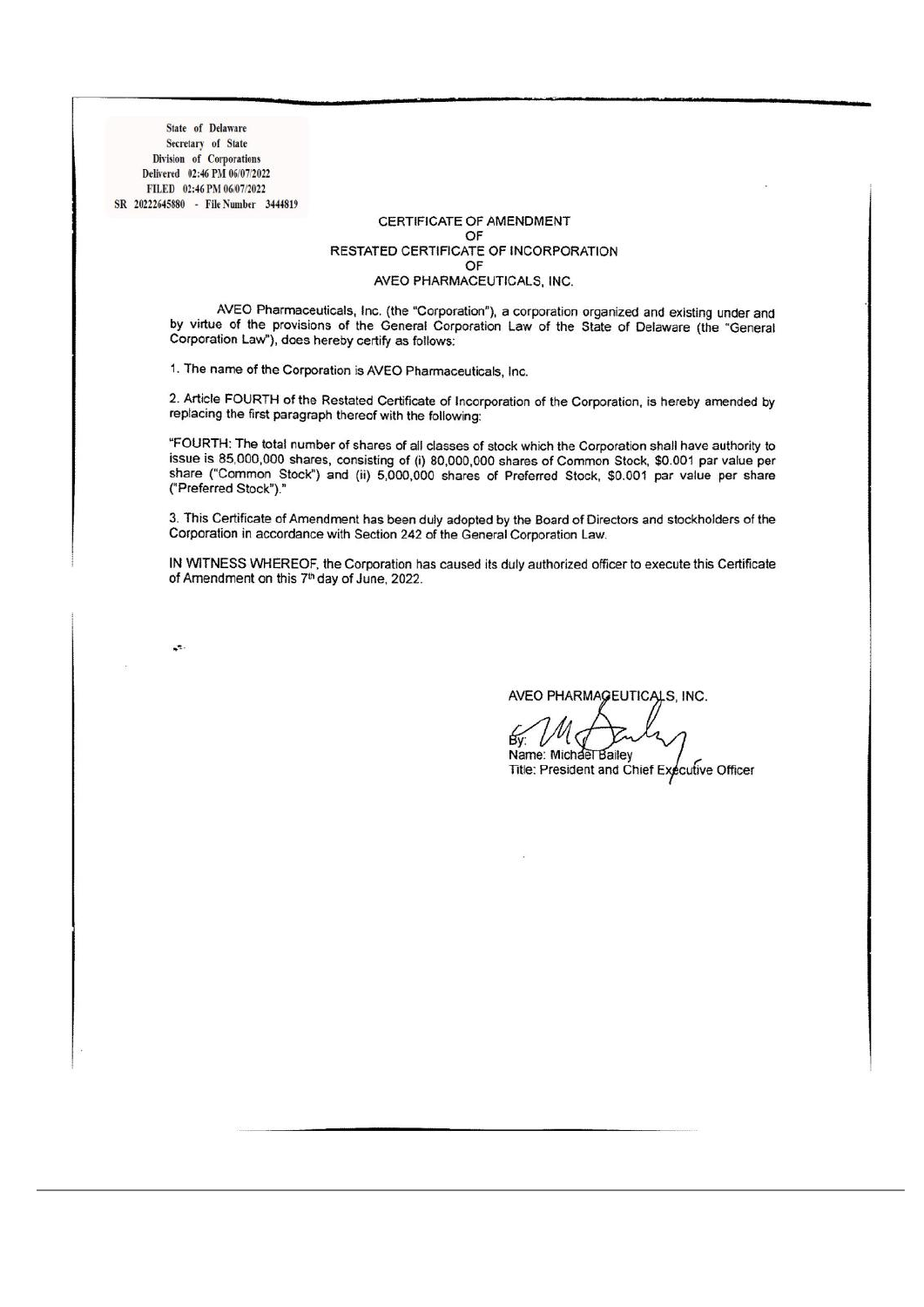State of Delaware
Secretary of State
Division of Corporations
Delivered 02:46 PM 06/07/2022
FILED 02:46 PM 06/07/2022
SR 20222645880 - File Number 3444819

# CERTIFICATE OF AMENDMENT
# OF
# RESTATED CERTIFICATE OF INCORPORATION
# OF
# AVEO PHARMACEUTICALS, INC.

AVEO Pharmaceuticals, Inc. (the "Corporation"), a corporation organized and existing under and by virtue of the provisions of the General Corporation Law of the State of Delaware (the "General Corporation Law"), does hereby certify as follows:

1. The name of the Corporation is AVEO Pharmaceuticals, Inc.

2. Article FOURTH of the Restated Certificate of Incorporation of the Corporation, is hereby amended by replacing the first paragraph thereof with the following:

"FOURTH: The total number of shares of all classes of stock which the Corporation shall have authority to issue is 85,000,000 shares, consisting of (i) 80,000,000 shares of Common Stock, $0.001 par value per share ("Common Stock") and (ii) 5,000,000 shares of Preferred Stock, $0.001 par value per share ("Preferred Stock")."

3. This Certificate of Amendment has been duly adopted by the Board of Directors and stockholders of the Corporation in accordance with Section 242 of the General Corporation Law.

IN WITNESS WHEREOF, the Corporation has caused its duly authorized officer to execute this Certificate of Amendment on this 7th day of June, 2022.

AVEO PHARMACEUTICALS, INC.

By:
Name: Michael Bailey
Title: President and Chief Executive Officer